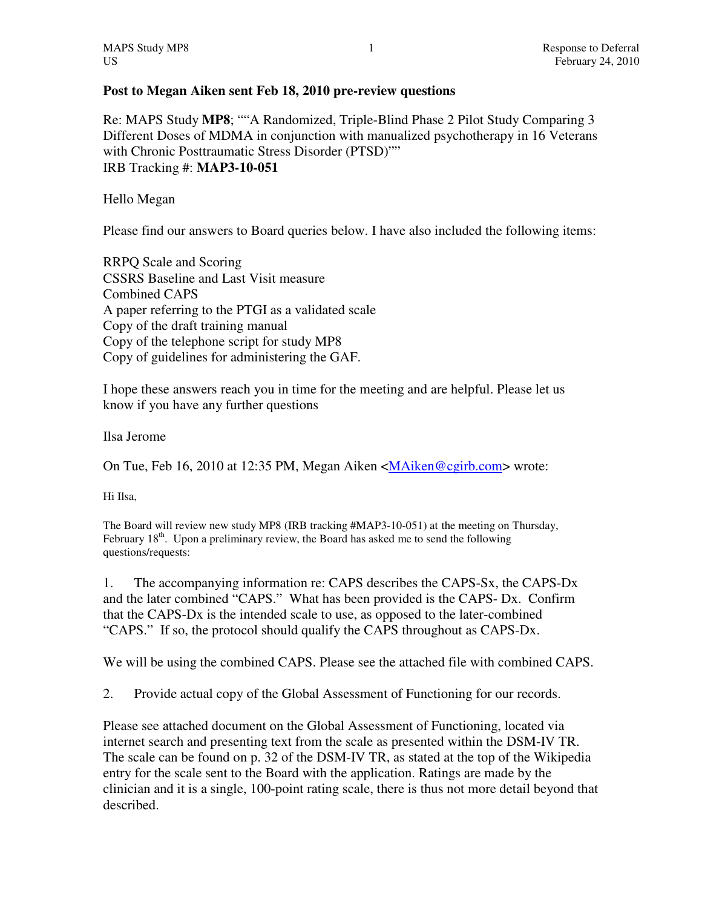**Post to Megan Aiken sent Feb 18, 2010 pre-review questions**

Re: MAPS Study **MP8**; ""A Randomized, Triple-Blind Phase 2 Pilot Study Comparing 3 Different Doses of MDMA in conjunction with manualized psychotherapy in 16 Veterans with Chronic Posttraumatic Stress Disorder (PTSD)""
IRB Tracking #: **MAP3-10-051**

Hello Megan

Please find our answers to Board queries below. I have also included the following items:

RRPQ Scale and Scoring
CSSRS Baseline and Last Visit measure
Combined CAPS
A paper referring to the PTGI as a validated scale
Copy of the draft training manual
Copy of the telephone script for study MP8
Copy of guidelines for administering the GAF.

I hope these answers reach you in time for the meeting and are helpful. Please let us know if you have any further questions

Ilsa Jerome

On Tue, Feb 16, 2010 at 12:35 PM, Megan Aiken <MAiken@cgirb.com> wrote:

Hi Ilsa,

The Board will review new study MP8 (IRB tracking #MAP3-10-051) at the meeting on Thursday, February 18th. Upon a preliminary review, the Board has asked me to send the following questions/requests:

1. The accompanying information re: CAPS describes the CAPS-Sx, the CAPS-Dx and the later combined "CAPS." What has been provided is the CAPS- Dx. Confirm that the CAPS-Dx is the intended scale to use, as opposed to the later-combined "CAPS." If so, the protocol should qualify the CAPS throughout as CAPS-Dx.

We will be using the combined CAPS. Please see the attached file with combined CAPS.

2. Provide actual copy of the Global Assessment of Functioning for our records.

Please see attached document on the Global Assessment of Functioning, located via internet search and presenting text from the scale as presented within the DSM-IV TR. The scale can be found on p. 32 of the DSM-IV TR, as stated at the top of the Wikipedia entry for the scale sent to the Board with the application. Ratings are made by the clinician and it is a single, 100-point rating scale, there is thus not more detail beyond that described.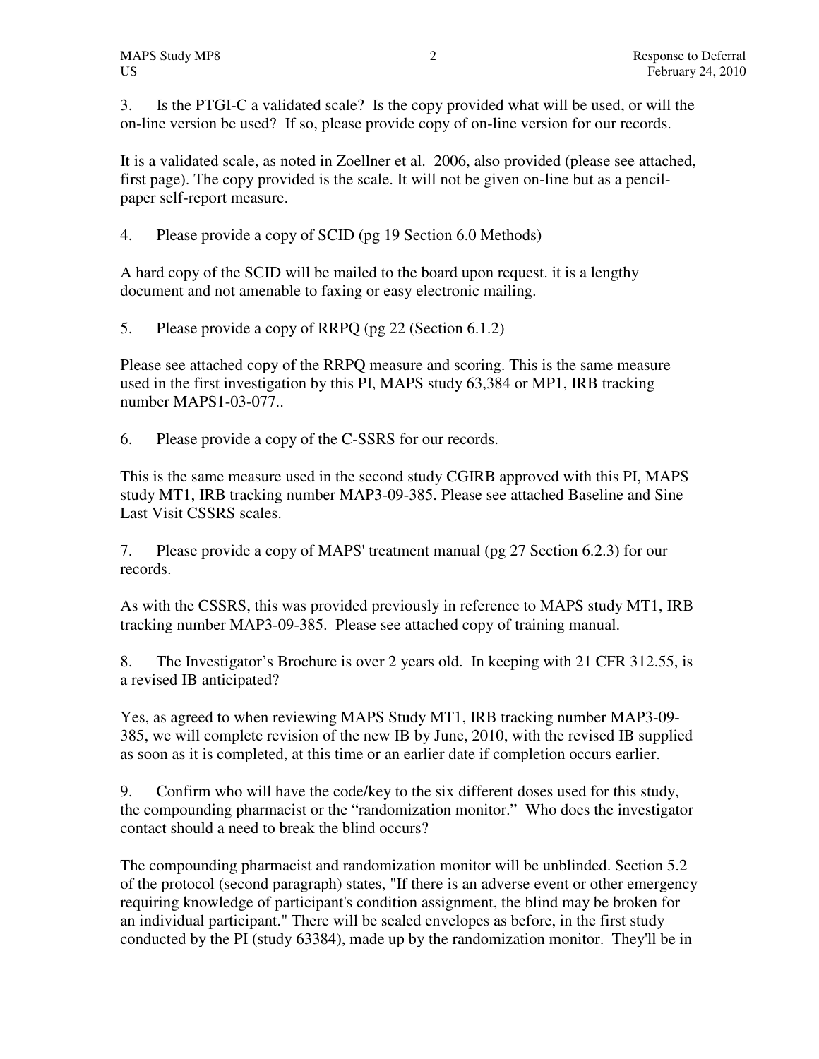3. Is the PTGI-C a validated scale? Is the copy provided what will be used, or will the on-line version be used? If so, please provide copy of on-line version for our records.

It is a validated scale, as noted in Zoellner et al. 2006, also provided (please see attached, first page). The copy provided is the scale. It will not be given on-line but as a pencil-paper self-report measure.

4. Please provide a copy of SCID (pg 19 Section 6.0 Methods)

A hard copy of the SCID will be mailed to the board upon request. it is a lengthy document and not amenable to faxing or easy electronic mailing.

5. Please provide a copy of RRPQ (pg 22 (Section 6.1.2)

Please see attached copy of the RRPQ measure and scoring. This is the same measure used in the first investigation by this PI, MAPS study 63,384 or MP1, IRB tracking number MAPS1-03-077..

6. Please provide a copy of the C-SSRS for our records.

This is the same measure used in the second study CGIRB approved with this PI, MAPS study MT1, IRB tracking number MAP3-09-385. Please see attached Baseline and Sine Last Visit CSSRS scales.

7. Please provide a copy of MAPS' treatment manual (pg 27 Section 6.2.3) for our records.

As with the CSSRS, this was provided previously in reference to MAPS study MT1, IRB tracking number MAP3-09-385. Please see attached copy of training manual.

8. The Investigator's Brochure is over 2 years old. In keeping with 21 CFR 312.55, is a revised IB anticipated?

Yes, as agreed to when reviewing MAPS Study MT1, IRB tracking number MAP3-09-385, we will complete revision of the new IB by June, 2010, with the revised IB supplied as soon as it is completed, at this time or an earlier date if completion occurs earlier.

9. Confirm who will have the code/key to the six different doses used for this study, the compounding pharmacist or the "randomization monitor." Who does the investigator contact should a need to break the blind occurs?

The compounding pharmacist and randomization monitor will be unblinded. Section 5.2 of the protocol (second paragraph) states, "If there is an adverse event or other emergency requiring knowledge of participant's condition assignment, the blind may be broken for an individual participant." There will be sealed envelopes as before, in the first study conducted by the PI (study 63384), made up by the randomization monitor. They'll be in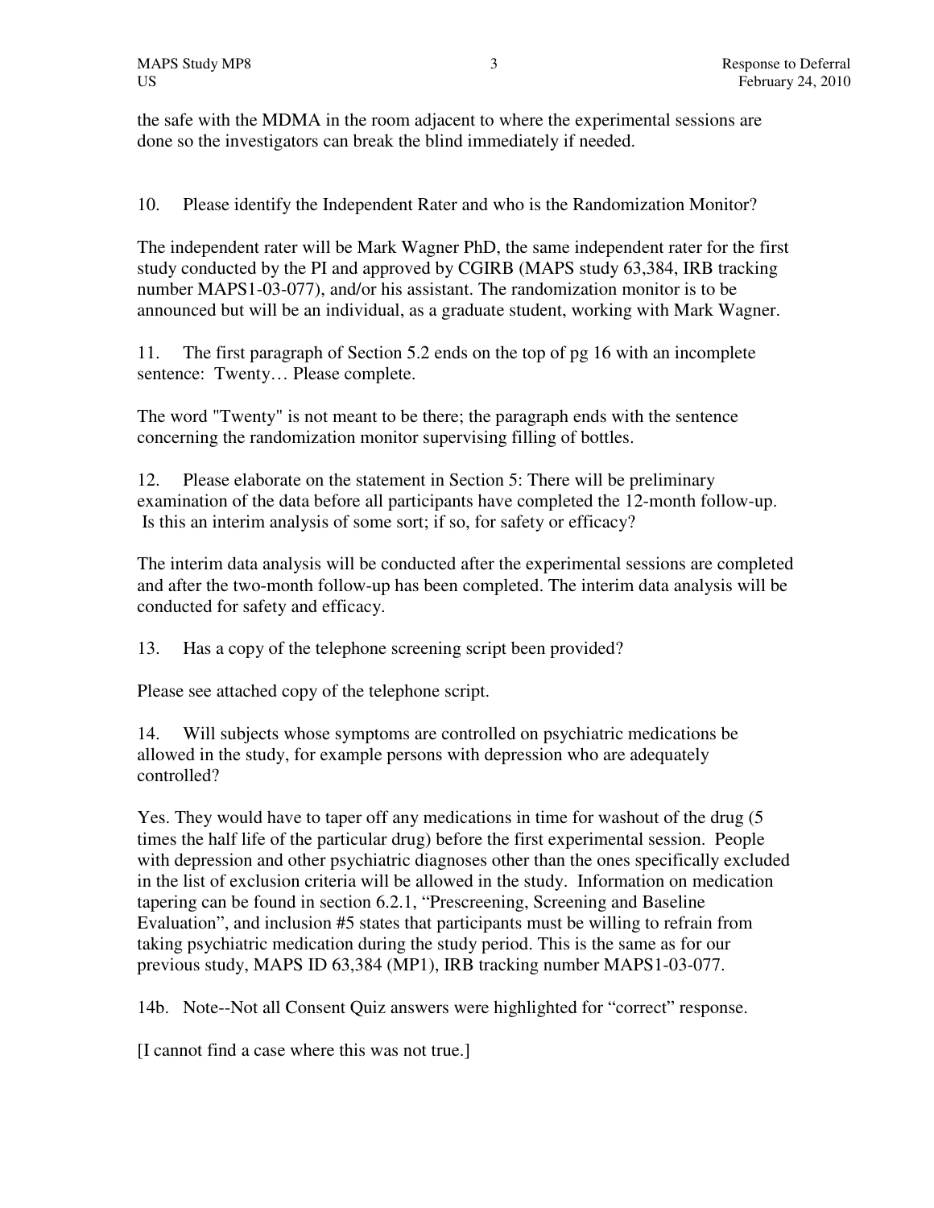the safe with the MDMA in the room adjacent to where the experimental sessions are done so the investigators can break the blind immediately if needed.

10. Please identify the Independent Rater and who is the Randomization Monitor?

The independent rater will be Mark Wagner PhD, the same independent rater for the first study conducted by the PI and approved by CGIRB (MAPS study 63,384, IRB tracking number MAPS1-03-077), and/or his assistant. The randomization monitor is to be announced but will be an individual, as a graduate student, working with Mark Wagner.

11. The first paragraph of Section 5.2 ends on the top of pg 16 with an incomplete sentence: Twenty… Please complete.

The word "Twenty" is not meant to be there; the paragraph ends with the sentence concerning the randomization monitor supervising filling of bottles.

12. Please elaborate on the statement in Section 5: There will be preliminary examination of the data before all participants have completed the 12-month follow-up. Is this an interim analysis of some sort; if so, for safety or efficacy?

The interim data analysis will be conducted after the experimental sessions are completed and after the two-month follow-up has been completed. The interim data analysis will be conducted for safety and efficacy.

13. Has a copy of the telephone screening script been provided?

Please see attached copy of the telephone script.

14. Will subjects whose symptoms are controlled on psychiatric medications be allowed in the study, for example persons with depression who are adequately controlled?

Yes. They would have to taper off any medications in time for washout of the drug (5 times the half life of the particular drug) before the first experimental session. People with depression and other psychiatric diagnoses other than the ones specifically excluded in the list of exclusion criteria will be allowed in the study. Information on medication tapering can be found in section 6.2.1, "Prescreening, Screening and Baseline Evaluation", and inclusion #5 states that participants must be willing to refrain from taking psychiatric medication during the study period. This is the same as for our previous study, MAPS ID 63,384 (MP1), IRB tracking number MAPS1-03-077.

14b. Note--Not all Consent Quiz answers were highlighted for "correct" response.

[I cannot find a case where this was not true.]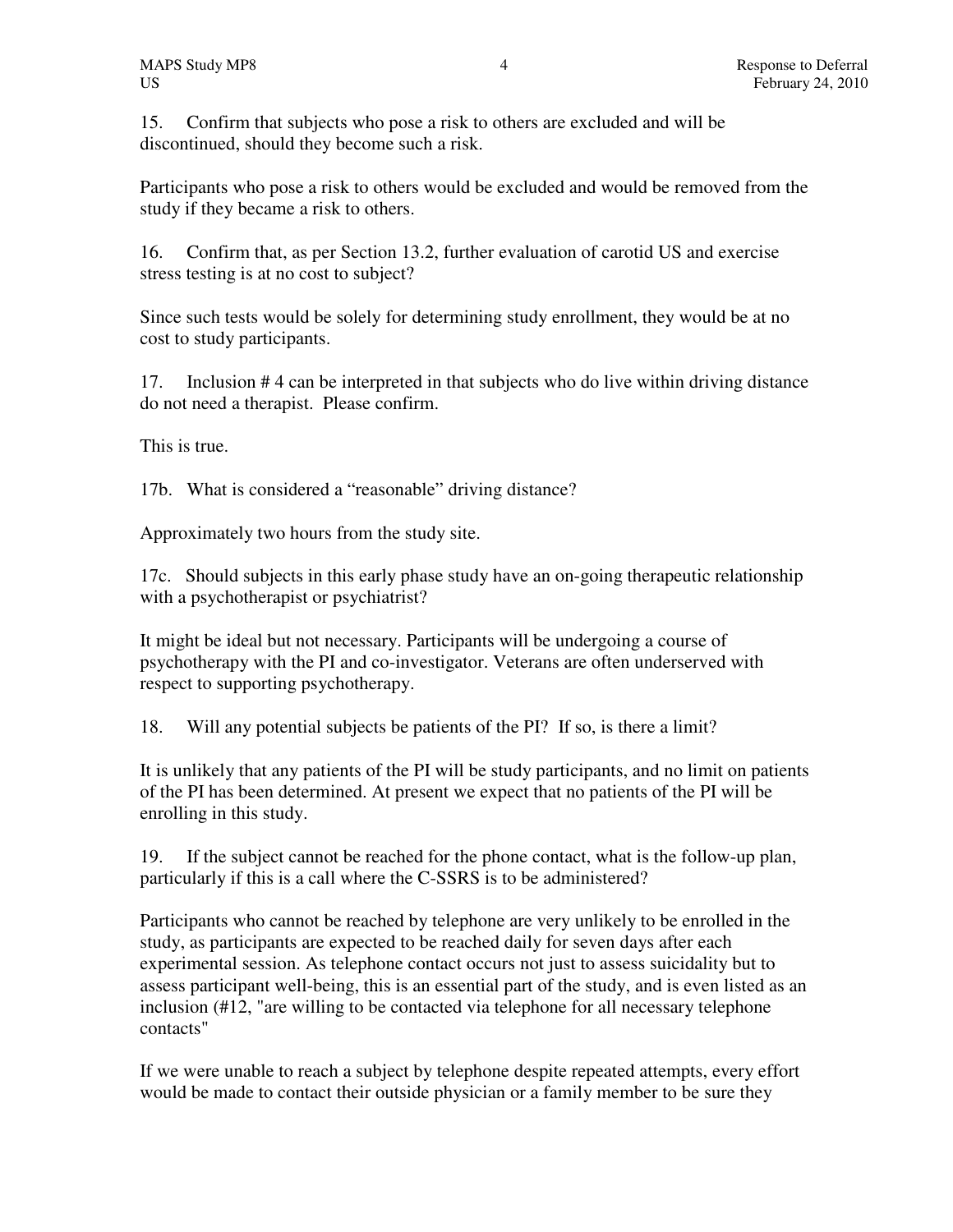15. Confirm that subjects who pose a risk to others are excluded and will be discontinued, should they become such a risk.

Participants who pose a risk to others would be excluded and would be removed from the study if they became a risk to others.

16. Confirm that, as per Section 13.2, further evaluation of carotid US and exercise stress testing is at no cost to subject?

Since such tests would be solely for determining study enrollment, they would be at no cost to study participants.

17. Inclusion # 4 can be interpreted in that subjects who do live within driving distance do not need a therapist. Please confirm.

This is true.

17b. What is considered a "reasonable" driving distance?

Approximately two hours from the study site.

17c. Should subjects in this early phase study have an on-going therapeutic relationship with a psychotherapist or psychiatrist?

It might be ideal but not necessary. Participants will be undergoing a course of psychotherapy with the PI and co-investigator. Veterans are often underserved with respect to supporting psychotherapy.

18. Will any potential subjects be patients of the PI? If so, is there a limit?

It is unlikely that any patients of the PI will be study participants, and no limit on patients of the PI has been determined. At present we expect that no patients of the PI will be enrolling in this study.

19. If the subject cannot be reached for the phone contact, what is the follow-up plan, particularly if this is a call where the C-SSRS is to be administered?

Participants who cannot be reached by telephone are very unlikely to be enrolled in the study, as participants are expected to be reached daily for seven days after each experimental session. As telephone contact occurs not just to assess suicidality but to assess participant well-being, this is an essential part of the study, and is even listed as an inclusion (#12, "are willing to be contacted via telephone for all necessary telephone contacts"

If we were unable to reach a subject by telephone despite repeated attempts, every effort would be made to contact their outside physician or a family member to be sure they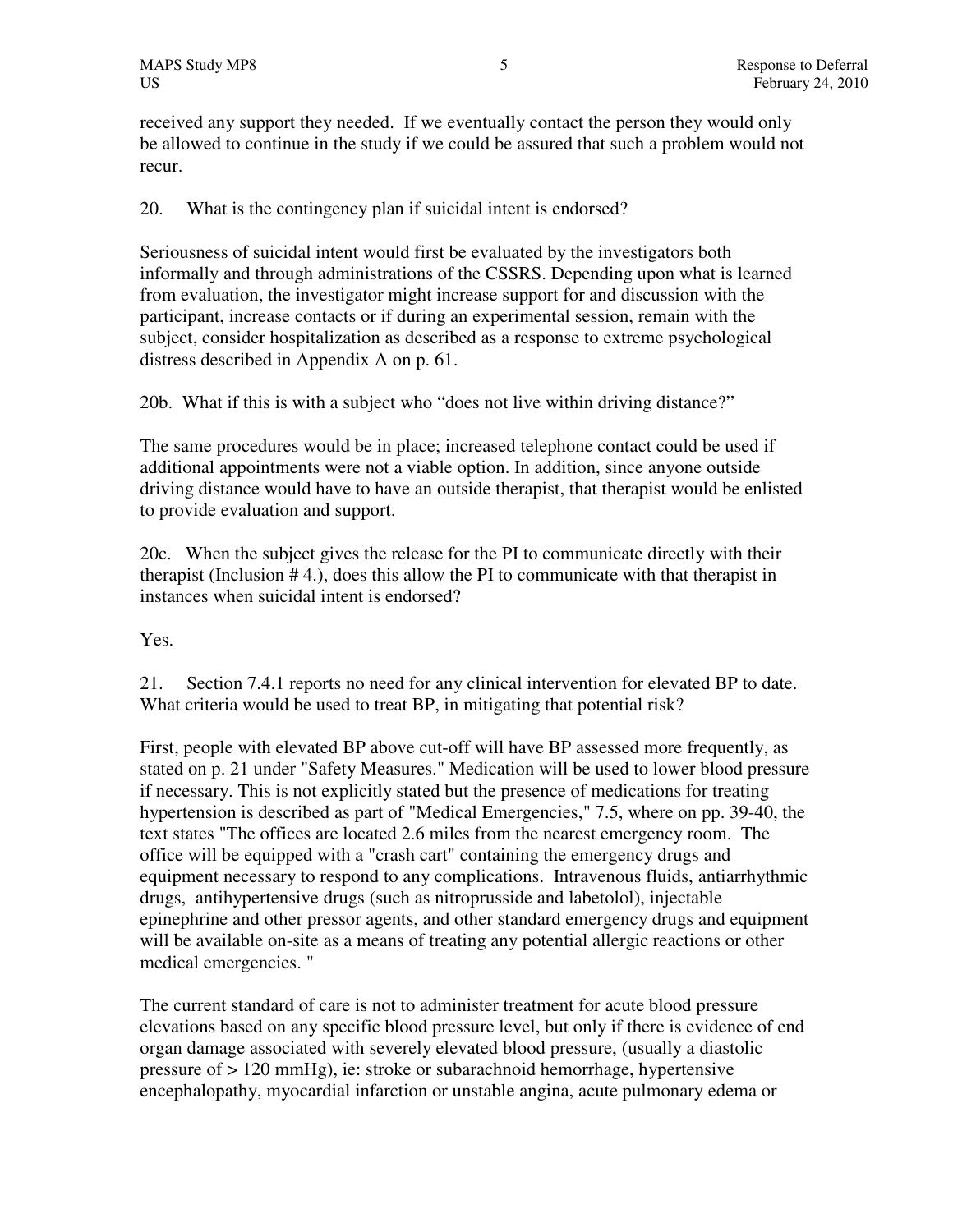received any support they needed. If we eventually contact the person they would only be allowed to continue in the study if we could be assured that such a problem would not recur.

20. What is the contingency plan if suicidal intent is endorsed?

Seriousness of suicidal intent would first be evaluated by the investigators both informally and through administrations of the CSSRS. Depending upon what is learned from evaluation, the investigator might increase support for and discussion with the participant, increase contacts or if during an experimental session, remain with the subject, consider hospitalization as described as a response to extreme psychological distress described in Appendix A on p. 61.

20b. What if this is with a subject who "does not live within driving distance?"

The same procedures would be in place; increased telephone contact could be used if additional appointments were not a viable option. In addition, since anyone outside driving distance would have to have an outside therapist, that therapist would be enlisted to provide evaluation and support.

20c. When the subject gives the release for the PI to communicate directly with their therapist (Inclusion # 4.), does this allow the PI to communicate with that therapist in instances when suicidal intent is endorsed?

Yes.

21. Section 7.4.1 reports no need for any clinical intervention for elevated BP to date. What criteria would be used to treat BP, in mitigating that potential risk?

First, people with elevated BP above cut-off will have BP assessed more frequently, as stated on p. 21 under "Safety Measures." Medication will be used to lower blood pressure if necessary. This is not explicitly stated but the presence of medications for treating hypertension is described as part of "Medical Emergencies," 7.5, where on pp. 39-40, the text states "The offices are located 2.6 miles from the nearest emergency room. The office will be equipped with a "crash cart" containing the emergency drugs and equipment necessary to respond to any complications. Intravenous fluids, antiarrhythmic drugs, antihypertensive drugs (such as nitroprusside and labetolol), injectable epinephrine and other pressor agents, and other standard emergency drugs and equipment will be available on-site as a means of treating any potential allergic reactions or other medical emergencies. "

The current standard of care is not to administer treatment for acute blood pressure elevations based on any specific blood pressure level, but only if there is evidence of end organ damage associated with severely elevated blood pressure, (usually a diastolic pressure of > 120 mmHg), ie: stroke or subarachnoid hemorrhage, hypertensive encephalopathy, myocardial infarction or unstable angina, acute pulmonary edema or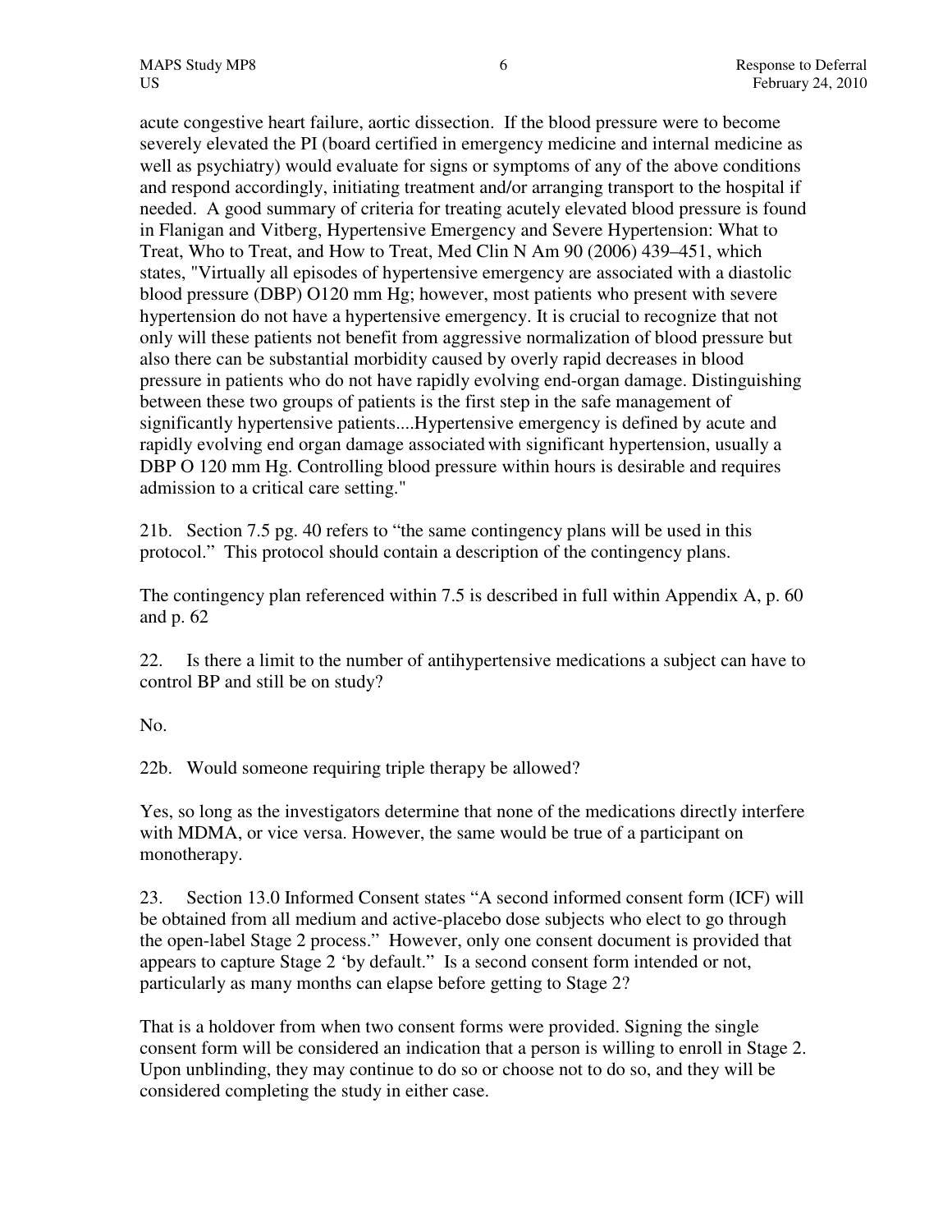acute congestive heart failure, aortic dissection. If the blood pressure were to become severely elevated the PI (board certified in emergency medicine and internal medicine as well as psychiatry) would evaluate for signs or symptoms of any of the above conditions and respond accordingly, initiating treatment and/or arranging transport to the hospital if needed. A good summary of criteria for treating acutely elevated blood pressure is found in Flanigan and Vitberg, Hypertensive Emergency and Severe Hypertension: What to Treat, Who to Treat, and How to Treat, Med Clin N Am 90 (2006) 439–451, which states, "Virtually all episodes of hypertensive emergency are associated with a diastolic blood pressure (DBP) O120 mm Hg; however, most patients who present with severe hypertension do not have a hypertensive emergency. It is crucial to recognize that not only will these patients not benefit from aggressive normalization of blood pressure but also there can be substantial morbidity caused by overly rapid decreases in blood pressure in patients who do not have rapidly evolving end-organ damage. Distinguishing between these two groups of patients is the first step in the safe management of significantly hypertensive patients....Hypertensive emergency is defined by acute and rapidly evolving end organ damage associated with significant hypertension, usually a DBP O 120 mm Hg. Controlling blood pressure within hours is desirable and requires admission to a critical care setting."

21b. Section 7.5 pg. 40 refers to "the same contingency plans will be used in this protocol." This protocol should contain a description of the contingency plans.

The contingency plan referenced within 7.5 is described in full within Appendix A, p. 60 and p. 62

22. Is there a limit to the number of antihypertensive medications a subject can have to control BP and still be on study?

No.

22b. Would someone requiring triple therapy be allowed?

Yes, so long as the investigators determine that none of the medications directly interfere with MDMA, or vice versa. However, the same would be true of a participant on monotherapy.

23. Section 13.0 Informed Consent states "A second informed consent form (ICF) will be obtained from all medium and active-placebo dose subjects who elect to go through the open-label Stage 2 process." However, only one consent document is provided that appears to capture Stage 2 'by default." Is a second consent form intended or not, particularly as many months can elapse before getting to Stage 2?

That is a holdover from when two consent forms were provided. Signing the single consent form will be considered an indication that a person is willing to enroll in Stage 2. Upon unblinding, they may continue to do so or choose not to do so, and they will be considered completing the study in either case.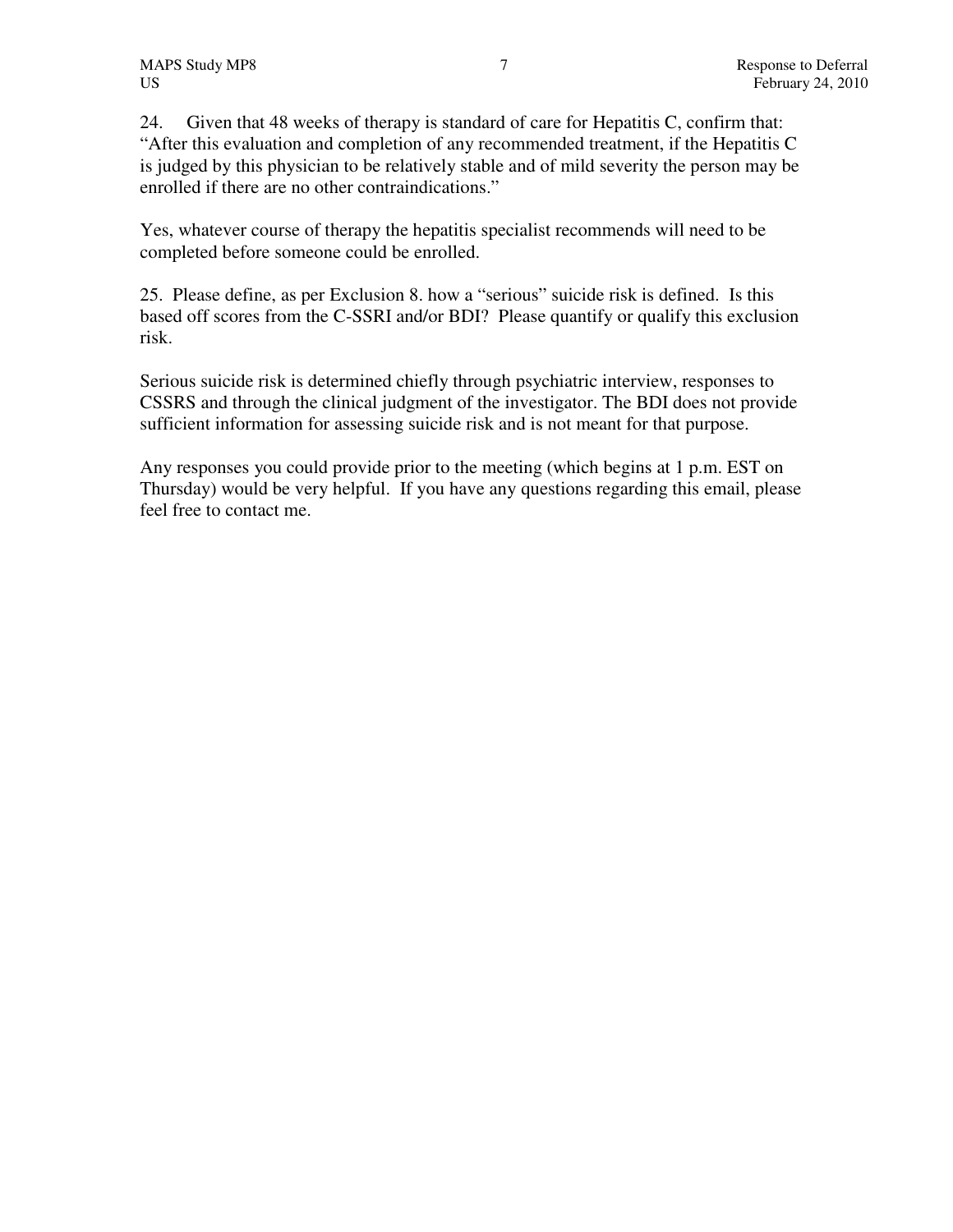24. Given that 48 weeks of therapy is standard of care for Hepatitis C, confirm that: "After this evaluation and completion of any recommended treatment, if the Hepatitis C is judged by this physician to be relatively stable and of mild severity the person may be enrolled if there are no other contraindications."

Yes, whatever course of therapy the hepatitis specialist recommends will need to be completed before someone could be enrolled.

25. Please define, as per Exclusion 8. how a "serious" suicide risk is defined. Is this based off scores from the C-SSRI and/or BDI? Please quantify or qualify this exclusion risk.

Serious suicide risk is determined chiefly through psychiatric interview, responses to CSSRS and through the clinical judgment of the investigator. The BDI does not provide sufficient information for assessing suicide risk and is not meant for that purpose.

Any responses you could provide prior to the meeting (which begins at 1 p.m. EST on Thursday) would be very helpful. If you have any questions regarding this email, please feel free to contact me.